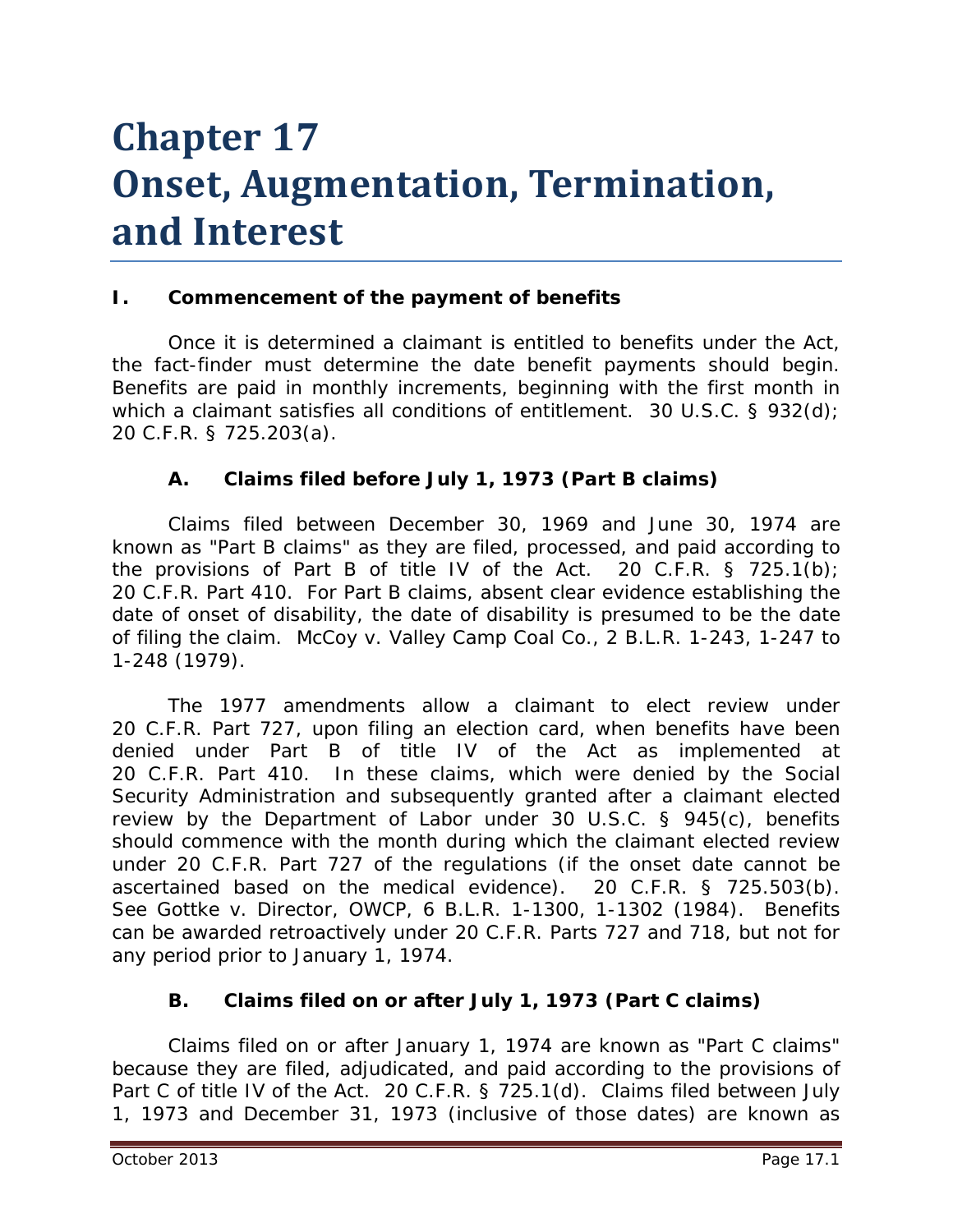# Chapter 17
# Onset, Augmentation, Termination, and Interest

## I. Commencement of the payment of benefits

Once it is determined a claimant is entitled to benefits under the Act, the fact-finder must determine the date benefit payments should begin. Benefits are paid in monthly increments, beginning with the first month in which a claimant satisfies all conditions of entitlement. 30 U.S.C. § 932(d); 20 C.F.R. § 725.203(a).

### A. Claims filed before July 1, 1973 (Part B claims)

Claims filed between December 30, 1969 and June 30, 1974 are known as "Part B claims" as they are filed, processed, and paid according to the provisions of Part B of title IV of the Act. 20 C.F.R. § 725.1(b); 20 C.F.R. Part 410. For Part B claims, absent clear evidence establishing the date of onset of disability, the date of disability is presumed to be the date of filing the claim. *McCoy v. Valley Camp Coal Co.*, 2 B.L.R. 1-243, 1-247 to 1-248 (1979).

The 1977 amendments allow a claimant to elect review under 20 C.F.R. Part 727, upon filing an election card, when benefits have been denied under Part B of title IV of the Act as implemented at 20 C.F.R. Part 410. In these claims, which were denied by the Social Security Administration and subsequently granted after a claimant elected review by the Department of Labor under 30 U.S.C. § 945(c), benefits should commence with the month during which the claimant elected review under 20 C.F.R. Part 727 of the regulations (if the onset date cannot be ascertained based on the medical evidence). 20 C.F.R. § 725.503(b). *See Gottke v. Director, OWCP*, 6 B.L.R. 1-1300, 1-1302 (1984). Benefits can be awarded retroactively under 20 C.F.R. Parts 727 and 718, but not for any period prior to January 1, 1974.

### B. Claims filed on or after July 1, 1973 (Part C claims)

Claims filed on or after January 1, 1974 are known as "Part C claims" because they are filed, adjudicated, and paid according to the provisions of Part C of title IV of the Act. 20 C.F.R. § 725.1(d). Claims filed between July 1, 1973 and December 31, 1973 (inclusive of those dates) are known as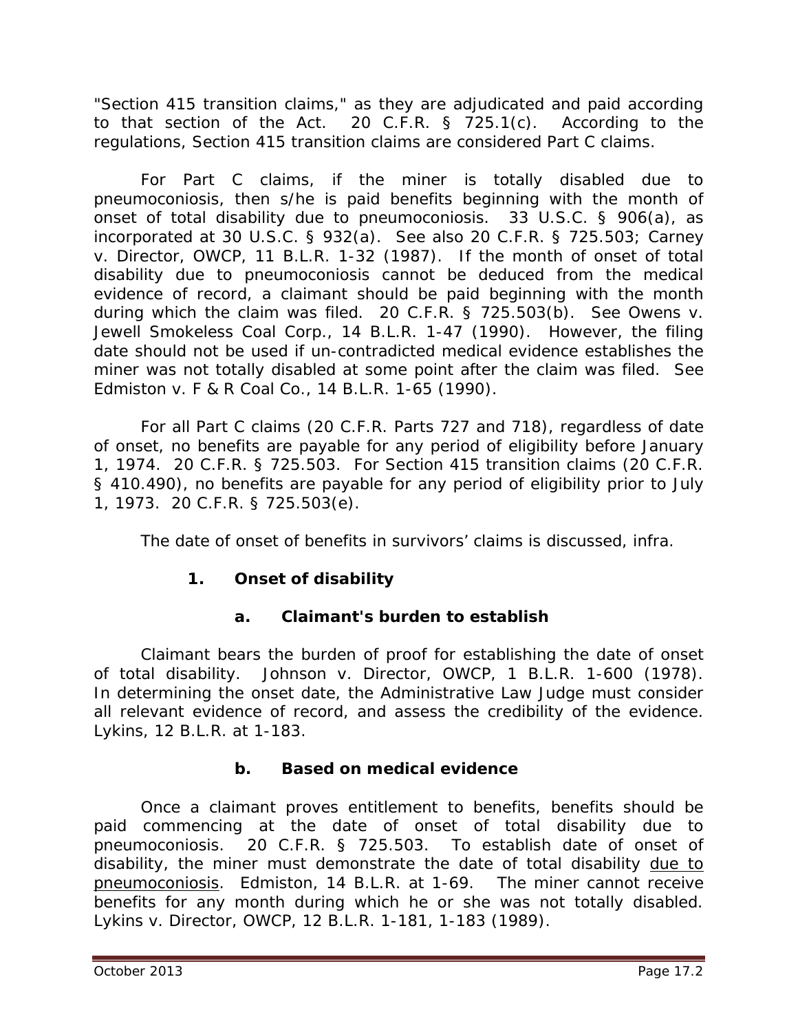"Section 415 transition claims," as they are adjudicated and paid according to that section of the Act. 20 C.F.R. § 725.1(c). According to the regulations, Section 415 transition claims are considered Part C claims.

For Part C claims, if the miner is totally disabled due to pneumoconiosis, then s/he is paid benefits beginning with the month of onset of total disability due to pneumoconiosis. 33 U.S.C. § 906(a), as incorporated at 30 U.S.C. § 932(a). *See also* 20 C.F.R. § 725.503; *Carney v. Director, OWCP*, 11 B.L.R. 1-32 (1987). If the month of onset of total disability due to pneumoconiosis cannot be deduced from the medical evidence of record, a claimant should be paid beginning with the month during which the claim was filed. 20 C.F.R. § 725.503(b). *See Owens v. Jewell Smokeless Coal Corp.*, 14 B.L.R. 1-47 (1990). However, the filing date should not be used if un-contradicted medical evidence establishes the miner was not totally disabled at some point after the claim was filed. *See Edmiston v. F & R Coal Co.*, 14 B.L.R. 1-65 (1990).

For all Part C claims (20 C.F.R. Parts 727 and 718), regardless of date of onset, no benefits are payable for any period of eligibility before January 1, 1974. 20 C.F.R. § 725.503. For Section 415 transition claims (20 C.F.R. § 410.490), no benefits are payable for any period of eligibility prior to July 1, 1973. 20 C.F.R. § 725.503(e).

The date of onset of benefits in survivors' claims is discussed, *infra*.

### 1. Onset of disability

#### a. Claimant's burden to establish

Claimant bears the burden of proof for establishing the date of onset of total disability. *Johnson v. Director, OWCP*, 1 B.L.R. 1-600 (1978). In determining the onset date, the Administrative Law Judge must consider all relevant evidence of record, and assess the credibility of the evidence. *Lykins*, 12 B.L.R. at 1-183.

#### b. Based on medical evidence

Once a claimant proves entitlement to benefits, benefits should be paid commencing at the date of onset of total disability due to pneumoconiosis. 20 C.F.R. § 725.503. To establish date of onset of disability, the miner must demonstrate the date of total disability <u>due to pneumoconiosis</u>. *Edmiston*, 14 B.L.R. at 1-69. The miner cannot receive benefits for any month during which he or she was not totally disabled. *Lykins v. Director, OWCP*, 12 B.L.R. 1-181, 1-183 (1989).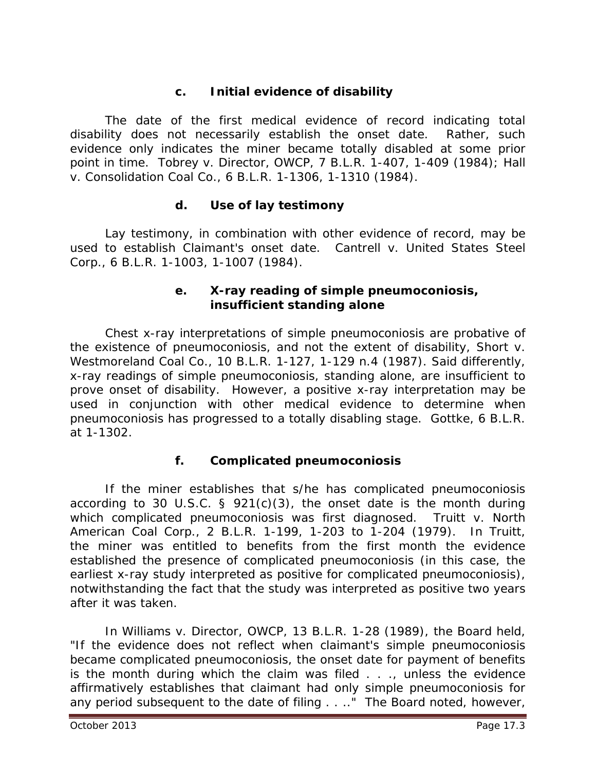#### c. Initial evidence of disability

The date of the first medical evidence of record indicating total disability does not necessarily establish the onset date. Rather, such evidence only indicates the miner became totally disabled at some prior point in time. *Tobrey v. Director, OWCP*, 7 B.L.R. 1-407, 1-409 (1984); *Hall v. Consolidation Coal Co.*, 6 B.L.R. 1-1306, 1-1310 (1984).

#### d. Use of lay testimony

Lay testimony, in combination with other evidence of record, may be used to establish Claimant's onset date. *Cantrell v. United States Steel Corp.*, 6 B.L.R. 1-1003, 1-1007 (1984).

#### e. X-ray reading of simple pneumoconiosis, insufficient standing alone

Chest x-ray interpretations of simple pneumoconiosis are probative of the existence of pneumoconiosis, and not the extent of disability, *Short v. Westmoreland Coal Co.*, 10 B.L.R. 1-127, 1-129 n.4 (1987). Said differently, x-ray readings of simple pneumoconiosis, standing alone, are insufficient to prove onset of disability. However, a positive x-ray interpretation may be used in conjunction with other medical evidence to determine when pneumoconiosis has progressed to a totally disabling stage. *Gottke*, 6 B.L.R. at 1-1302.

#### f. Complicated pneumoconiosis

If the miner establishes that s/he has complicated pneumoconiosis according to 30 U.S.C. § 921(c)(3), the onset date is the month during which complicated pneumoconiosis was first diagnosed. *Truitt v. North American Coal Corp.*, 2 B.L.R. 1-199, 1-203 to 1-204 (1979). In *Truitt*, the miner was entitled to benefits from the first month the evidence established the presence of complicated pneumoconiosis (in this case, the earliest x-ray study interpreted as positive for complicated pneumoconiosis), notwithstanding the fact that the study was interpreted as positive two years after it was taken.

In *Williams v. Director, OWCP*, 13 B.L.R. 1-28 (1989), the Board held, "If the evidence does not reflect when claimant's simple pneumoconiosis became complicated pneumoconiosis, the onset date for payment of benefits is the month during which the claim was filed . . ., unless the evidence affirmatively establishes that claimant had only simple pneumoconiosis for any period subsequent to the date of filing . . .." The Board noted, however,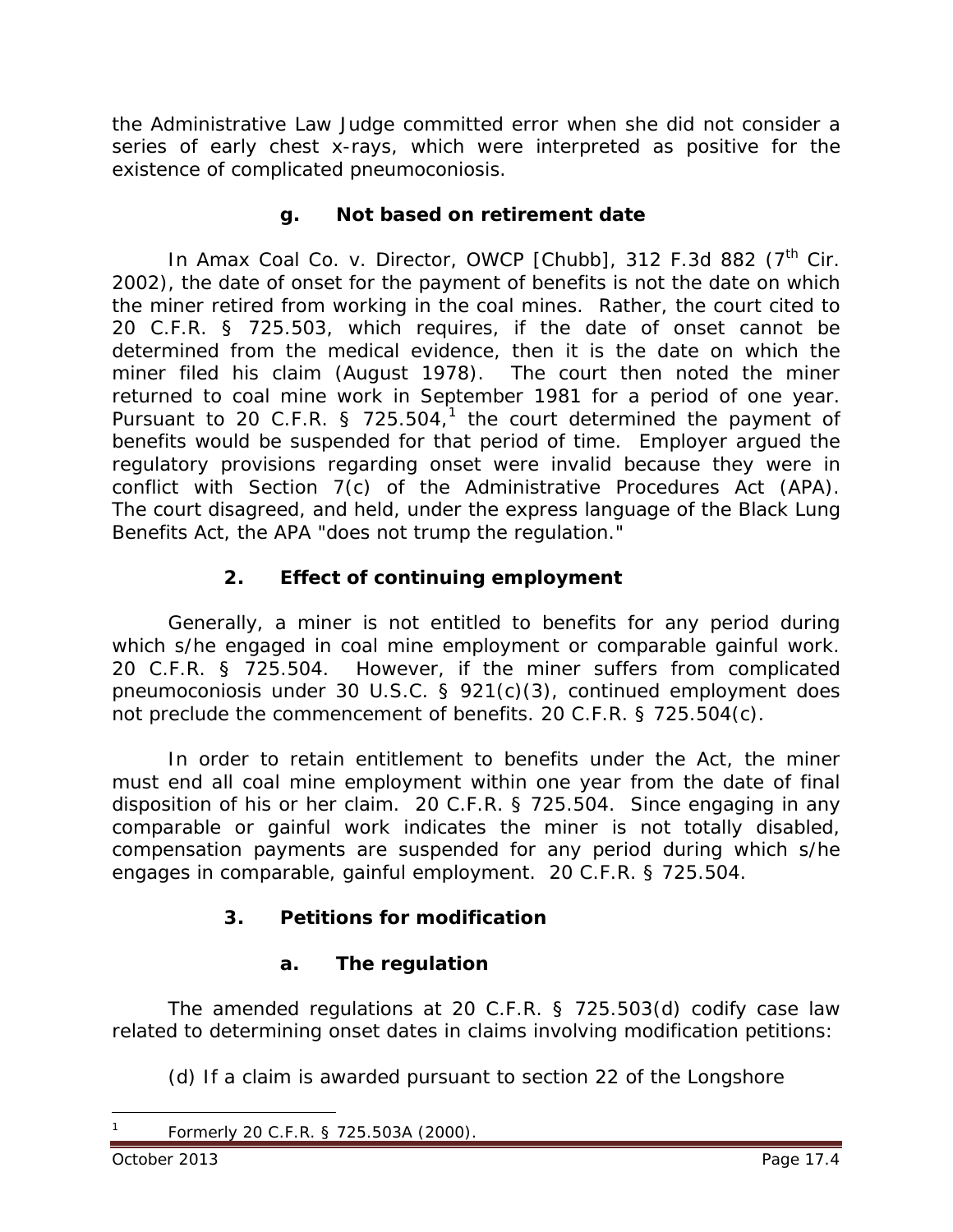the Administrative Law Judge committed error when she did not consider a series of early chest x-rays, which were interpreted as positive for the existence of complicated pneumoconiosis.

#### g. Not based on retirement date

In *Amax Coal Co. v. Director, OWCP [Chubb]*, 312 F.3d 882 (7th Cir. 2002), the date of onset for the payment of benefits is not the date on which the miner retired from working in the coal mines. Rather, the court cited to 20 C.F.R. § 725.503, which requires, if the date of onset cannot be determined from the medical evidence, then it is the date on which the miner filed his claim (August 1978). The court then noted the miner returned to coal mine work in September 1981 for a period of one year. Pursuant to 20 C.F.R. § 725.504,[1] the court determined the payment of benefits would be suspended for that period of time. Employer argued the regulatory provisions regarding onset were invalid because they were in conflict with Section 7(c) of the Administrative Procedures Act (APA). The court disagreed, and held, under the express language of the Black Lung Benefits Act, the APA "does not trump the regulation."

### 2. Effect of continuing employment

Generally, a miner is not entitled to benefits for any period during which s/he engaged in coal mine employment or comparable gainful work. 20 C.F.R. § 725.504. However, if the miner suffers from complicated pneumoconiosis under 30 U.S.C. § 921(c)(3), continued employment does not preclude the commencement of benefits. 20 C.F.R. § 725.504(c).

In order to retain entitlement to benefits under the Act, the miner must end all coal mine employment within one year from the date of final disposition of his or her claim. 20 C.F.R. § 725.504. Since engaging in any comparable or gainful work indicates the miner is not totally disabled, compensation payments are suspended for any period during which s/he engages in comparable, gainful employment. 20 C.F.R. § 725.504.

### 3. Petitions for modification

#### a. The regulation

The amended regulations at 20 C.F.R. § 725.503(d) codify case law related to determining onset dates in claims involving modification petitions:

(d) If a claim is awarded pursuant to section 22 of the Longshore

[1] Formerly 20 C.F.R. § 725.503A (2000).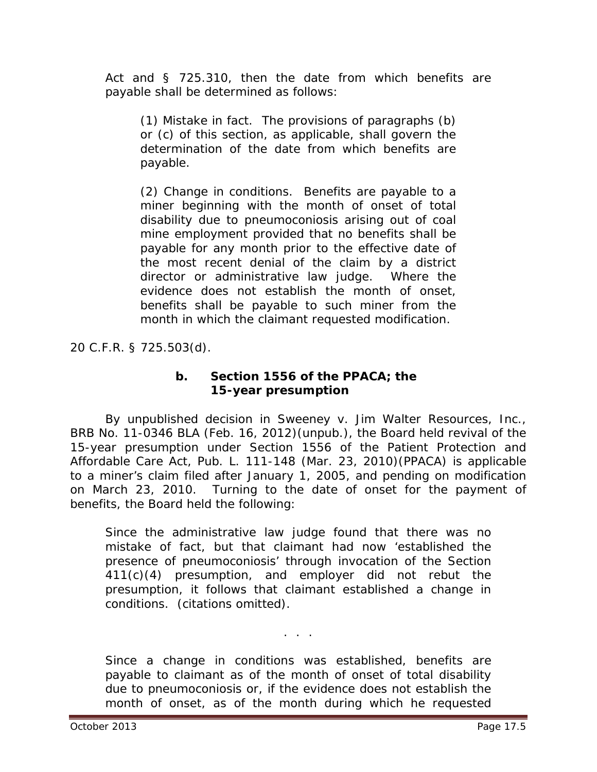Act and § 725.310, then the date from which benefits are payable shall be determined as follows:

> (1) Mistake in fact. The provisions of paragraphs (b) or (c) of this section, as applicable, shall govern the determination of the date from which benefits are payable.
>
> (2) Change in conditions. Benefits are payable to a miner beginning with the month of onset of total disability due to pneumoconiosis arising out of coal mine employment provided that no benefits shall be payable for any month prior to the effective date of the most recent denial of the claim by a district director or administrative law judge. Where the evidence does not establish the month of onset, benefits shall be payable to such miner from the month in which the claimant requested modification.

20 C.F.R. § 725.503(d).

#### b. Section 1556 of the PPACA; the 15-year presumption

By unpublished decision in *Sweeney v. Jim Walter Resources, Inc.*, BRB No. 11-0346 BLA (Feb. 16, 2012)(unpub.), the Board held revival of the 15-year presumption under Section 1556 of the Patient Protection and Affordable Care Act, Pub. L. 111-148 (Mar. 23, 2010)(PPACA) is applicable to a miner's claim filed after January 1, 2005, and pending on modification on March 23, 2010. Turning to the date of onset for the payment of benefits, the Board held the following:

> Since the administrative law judge found that there was no mistake of fact, but that claimant had now 'established the presence of pneumoconiosis' through invocation of the Section 411(c)(4) presumption, and employer did not rebut the presumption, it follows that claimant established a change in conditions. (citations omitted).
>
> . . .
>
> Since a change in conditions was established, benefits are payable to claimant as of the month of onset of total disability due to pneumoconiosis or, if the evidence does not establish the month of onset, as of the month during which he requested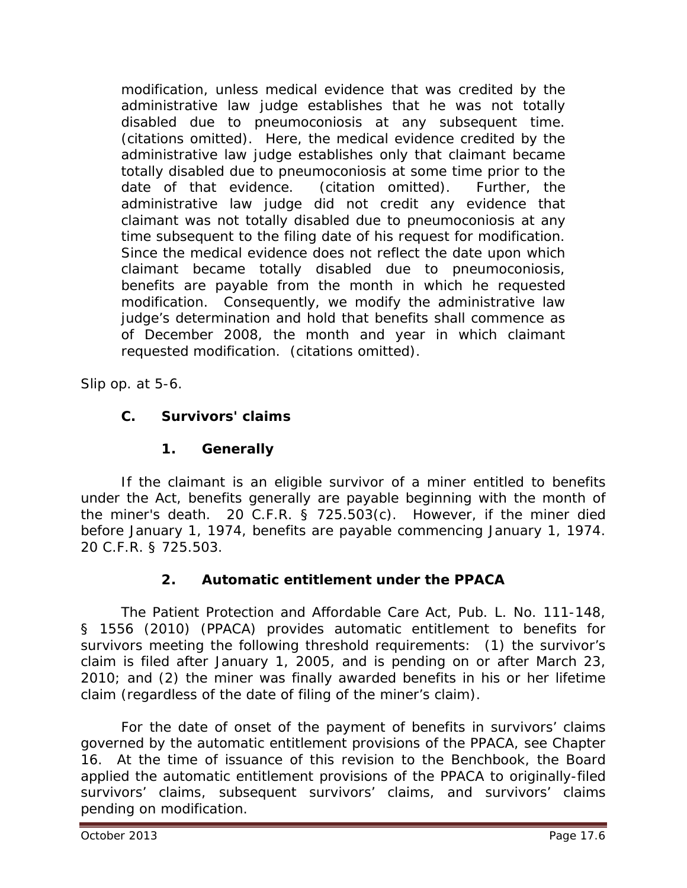> modification, unless medical evidence that was credited by the administrative law judge establishes that he was not totally disabled due to pneumoconiosis at any subsequent time. (citations omitted). Here, the medical evidence credited by the administrative law judge establishes only that claimant became totally disabled due to pneumoconiosis at some time prior to the date of that evidence. (citation omitted). Further, the administrative law judge did not credit any evidence that claimant was not totally disabled due to pneumoconiosis at any time subsequent to the filing date of his request for modification. Since the medical evidence does not reflect the date upon which claimant became totally disabled due to pneumoconiosis, benefits are payable from the month in which he requested modification. Consequently, we modify the administrative law judge's determination and hold that benefits shall commence as of December 2008, the month and year in which claimant requested modification. (citations omitted).

*Slip op.* at 5-6.

### C. Survivors' claims

#### 1. Generally

If the claimant is an eligible survivor of a miner entitled to benefits under the Act, benefits generally are payable beginning with the month of the miner's death. 20 C.F.R. § 725.503(c). However, if the miner died before January 1, 1974, benefits are payable commencing January 1, 1974. 20 C.F.R. § 725.503.

#### 2. Automatic entitlement under the PPACA

The Patient Protection and Affordable Care Act, Pub. L. No. 111-148, § 1556 (2010) (PPACA) provides automatic entitlement to benefits for survivors meeting the following threshold requirements: (1) the survivor's claim is filed after January 1, 2005, and is pending on or after March 23, 2010; and (2) the miner was finally awarded benefits in his or her lifetime claim (regardless of the date of filing of the miner's claim).

For the date of onset of the payment of benefits in survivors' claims governed by the automatic entitlement provisions of the PPACA, see Chapter 16. At the time of issuance of this revision to the Benchbook, the Board applied the automatic entitlement provisions of the PPACA to originally-filed survivors' claims, subsequent survivors' claims, and survivors' claims pending on modification.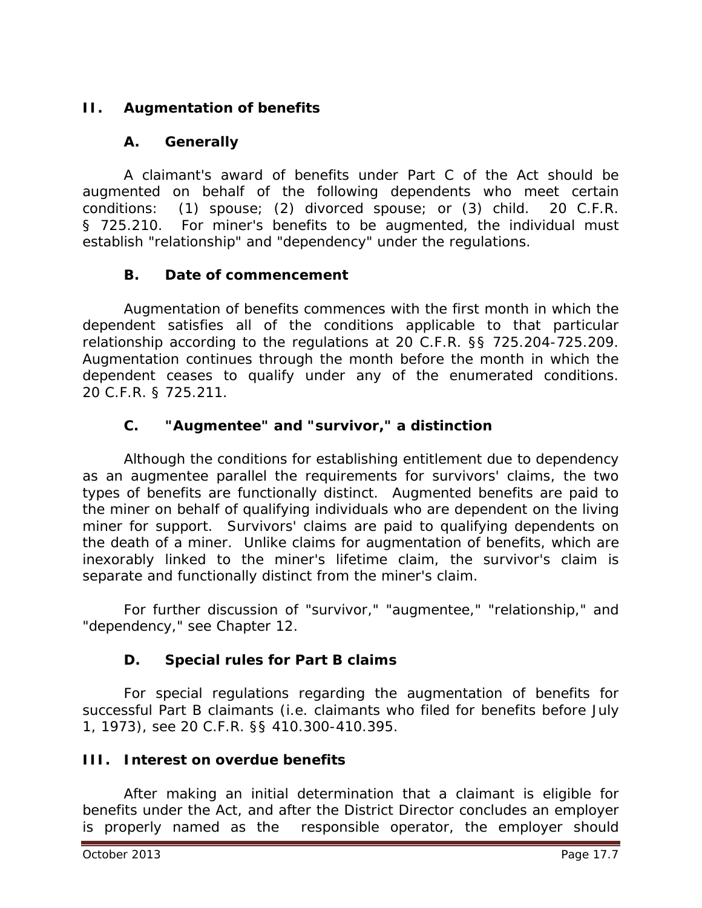## II. Augmentation of benefits

### A. Generally

A claimant's award of benefits under Part C of the Act should be augmented on behalf of the following dependents who meet certain conditions: (1) spouse; (2) divorced spouse; or (3) child. 20 C.F.R. § 725.210. For miner's benefits to be augmented, the individual must establish "relationship" and "dependency" under the regulations.

### B. Date of commencement

Augmentation of benefits commences with the first month in which the dependent satisfies all of the conditions applicable to that particular relationship according to the regulations at 20 C.F.R. §§ 725.204-725.209. Augmentation continues through the month before the month in which the dependent ceases to qualify under any of the enumerated conditions. 20 C.F.R. § 725.211.

### C. "Augmentee" and "survivor," a distinction

Although the conditions for establishing entitlement due to dependency as an augmentee parallel the requirements for survivors' claims, the two types of benefits are functionally distinct. Augmented benefits are paid to the miner on behalf of qualifying individuals who are dependent on the living miner for support. Survivors' claims are paid to qualifying dependents on the death of a miner. Unlike claims for augmentation of benefits, which are inexorably linked to the miner's lifetime claim, the survivor's claim is separate and functionally distinct from the miner's claim.

For further discussion of "survivor," "augmentee," "relationship," and "dependency," see Chapter 12.

### D. Special rules for Part B claims

For special regulations regarding the augmentation of benefits for successful Part B claimants (i.e. claimants who filed for benefits before July 1, 1973), see 20 C.F.R. §§ 410.300-410.395.

## III. Interest on overdue benefits

After making an initial determination that a claimant is eligible for benefits under the Act, and after the District Director concludes an employer is properly named as the responsible operator, the employer should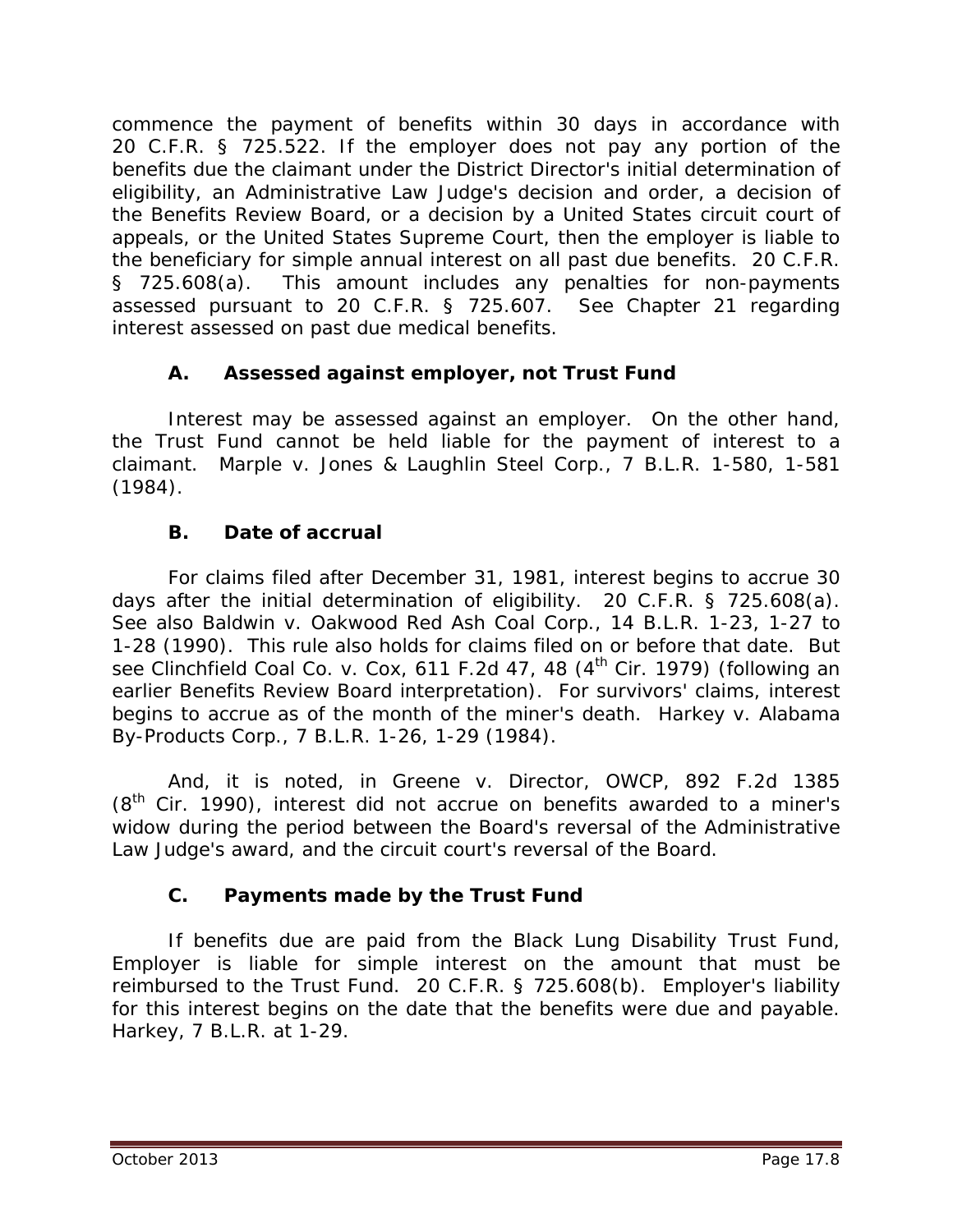commence the payment of benefits within 30 days in accordance with 20 C.F.R. § 725.522. If the employer does not pay any portion of the benefits due the claimant under the District Director's initial determination of eligibility, an Administrative Law Judge's decision and order, a decision of the Benefits Review Board, or a decision by a United States circuit court of appeals, or the United States Supreme Court, then the employer is liable to the beneficiary for simple annual interest on all past due benefits. 20 C.F.R. § 725.608(a). This amount includes any penalties for non-payments assessed pursuant to 20 C.F.R. § 725.607. See Chapter 21 regarding interest assessed on past due medical benefits.

### A. Assessed against employer, not Trust Fund

Interest may be assessed against an employer. On the other hand, the Trust Fund cannot be held liable for the payment of interest to a claimant. *Marple v. Jones & Laughlin Steel Corp.*, 7 B.L.R. 1-580, 1-581 (1984).

### B. Date of accrual

For claims filed after December 31, 1981, interest begins to accrue 30 days after the initial determination of eligibility. 20 C.F.R. § 725.608(a). *See also Baldwin v. Oakwood Red Ash Coal Corp.*, 14 B.L.R. 1-23, 1-27 to 1-28 (1990). This rule also holds for claims filed on or before that date. *But see Clinchfield Coal Co. v. Cox*, 611 F.2d 47, 48 (4th Cir. 1979) (following an earlier Benefits Review Board interpretation). For survivors' claims, interest begins to accrue as of the month of the miner's death. *Harkey v. Alabama By-Products Corp.*, 7 B.L.R. 1-26, 1-29 (1984).

And, it is noted, in *Greene v. Director, OWCP*, 892 F.2d 1385 (8th Cir. 1990), interest did not accrue on benefits awarded to a miner's widow during the period between the Board's reversal of the Administrative Law Judge's award, and the circuit court's reversal of the Board.

### C. Payments made by the Trust Fund

If benefits due are paid from the Black Lung Disability Trust Fund, Employer is liable for simple interest on the amount that must be reimbursed to the Trust Fund. 20 C.F.R. § 725.608(b). Employer's liability for this interest begins on the date that the benefits were due and payable. *Harkey*, 7 B.L.R. at 1-29.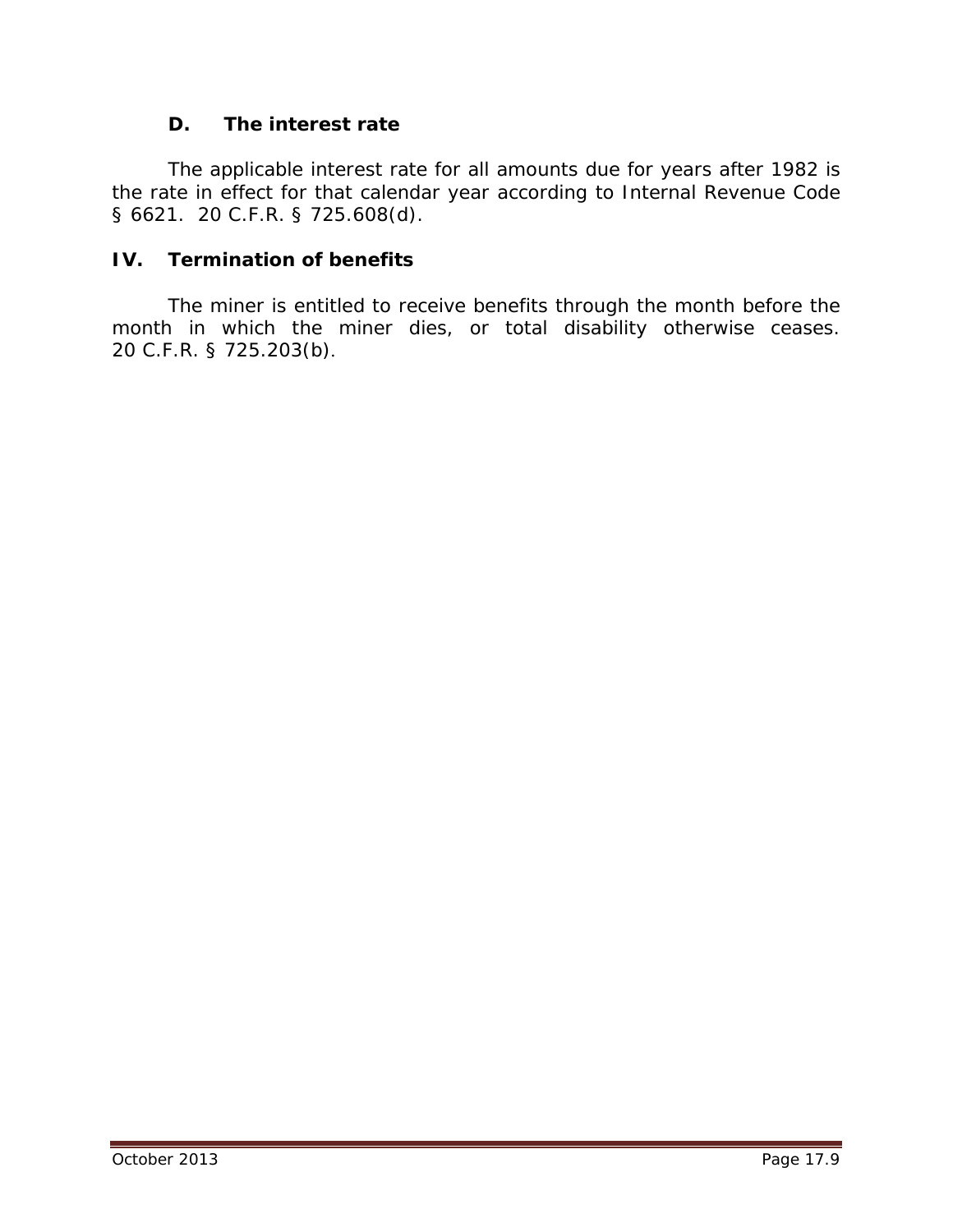### D. The interest rate

The applicable interest rate for all amounts due for years after 1982 is the rate in effect for that calendar year according to Internal Revenue Code § 6621. 20 C.F.R. § 725.608(d).

## IV. Termination of benefits

The miner is entitled to receive benefits through the month before the month in which the miner dies, or total disability otherwise ceases. 20 C.F.R. § 725.203(b).